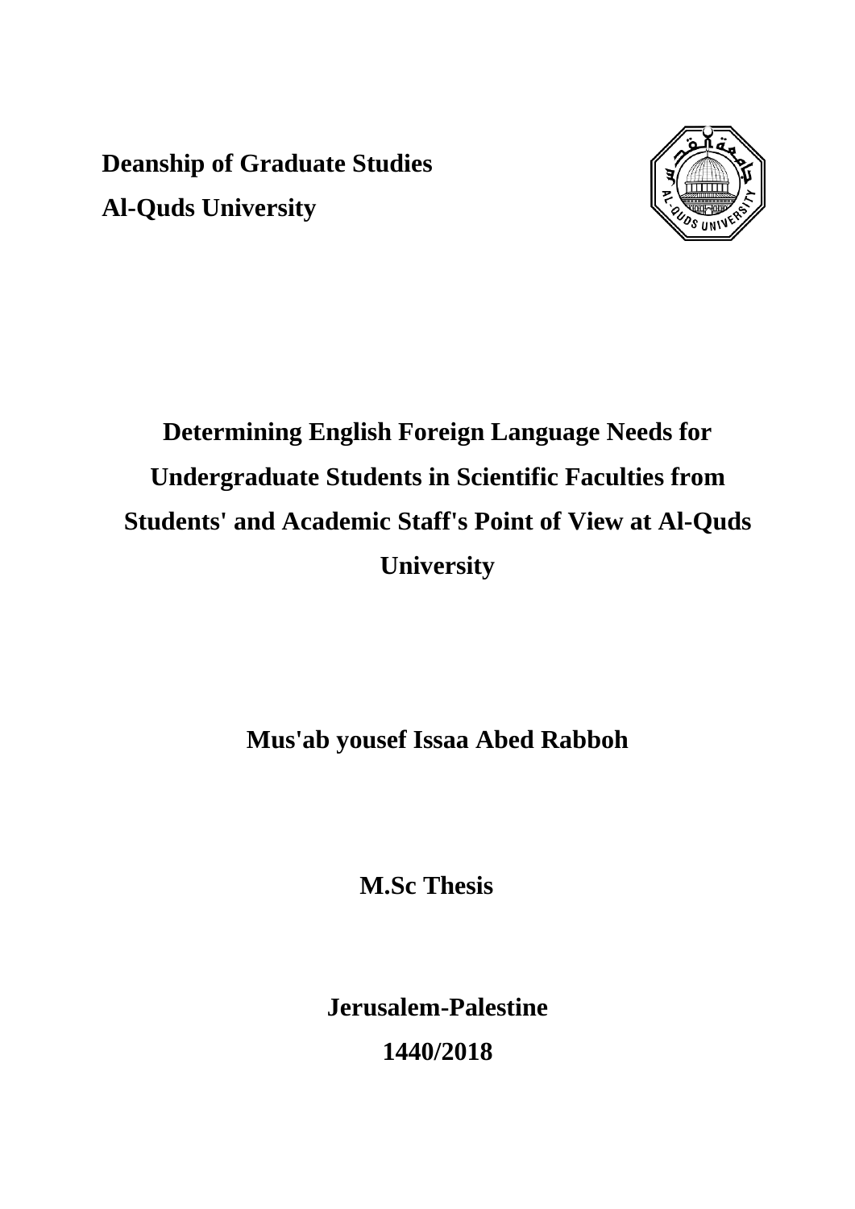**Deanship of Graduate Studies**

**Al-Quds University**

# Determining English Foreign Language Needs for Undergraduate Students in Scientific Faculties from Students' and Academic Staff's Point of View at Al-Quds University

**Mus'ab yousef Issaa Abed Rabboh**

**M.Sc Thesis**

**Jerusalem-Palestine**

**1440/2018**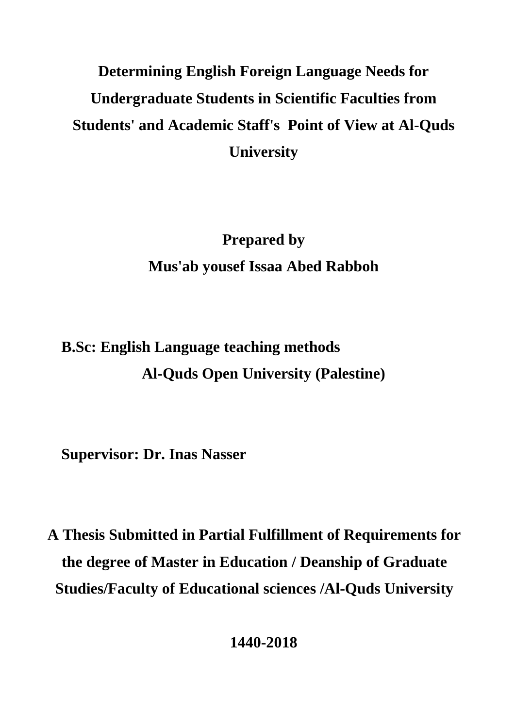# Determining English Foreign Language Needs for Undergraduate Students in Scientific Faculties from Students' and Academic Staff's Point of View at Al-Quds University

**Prepared by**

**Mus'ab yousef Issaa Abed Rabboh**

**B.Sc: English Language teaching methods**

**Al-Quds Open University (Palestine)**

**Supervisor: Dr. Inas Nasser**

**A Thesis Submitted in Partial Fulfillment of Requirements for the degree of Master in Education / Deanship of Graduate Studies/Faculty of Educational sciences /Al-Quds University**

**1440-2018**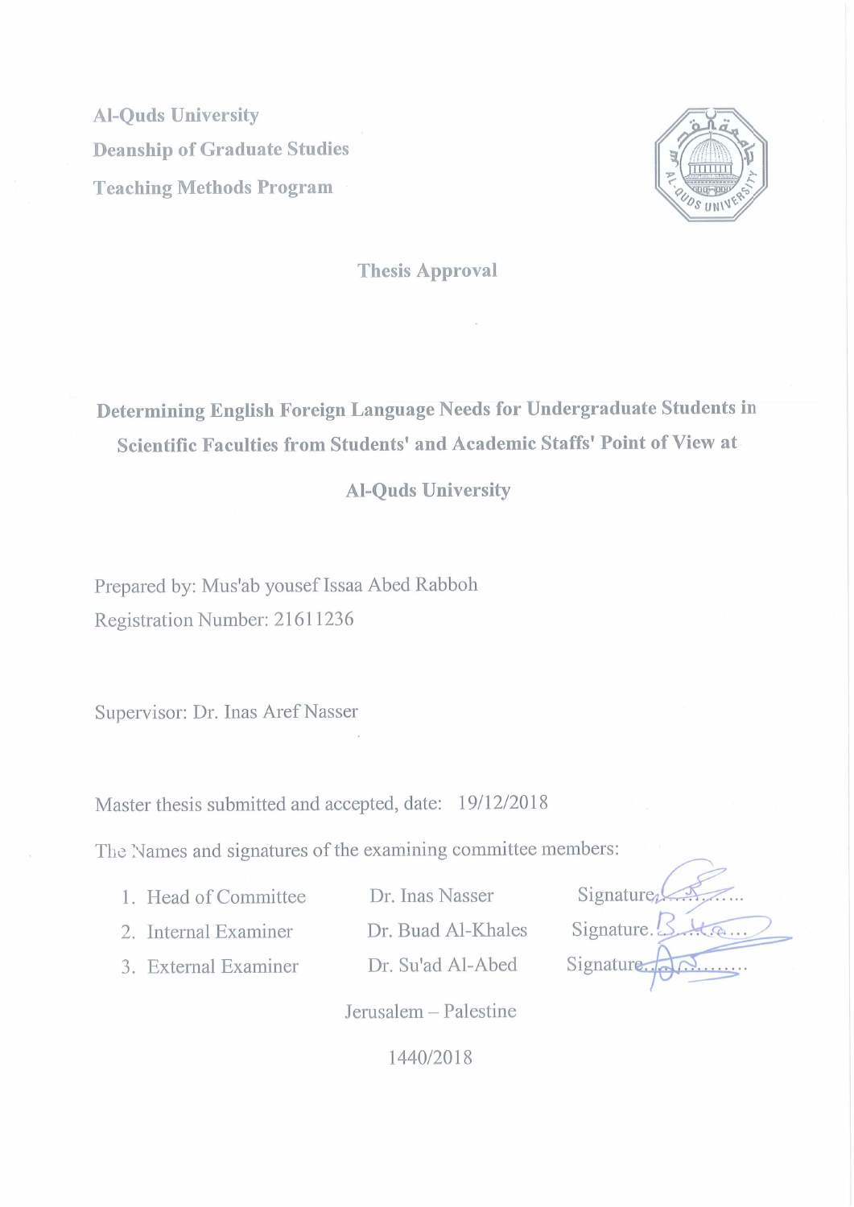Al-Quds University

Deanship of Graduate Studies

Teaching Methods Program

## Thesis Approval

# Determining English Foreign Language Needs for Undergraduate Students in Scientific Faculties from Students' and Academic Staffs' Point of View at Al-Quds University

Prepared by: Mus'ab yousef Issaa Abed Rabboh

Registration Number: 21611236

Supervisor: Dr. Inas Aref Nasser

Master thesis submitted and accepted, date: 19/12/2018

The Names and signatures of the examining committee members:

1. Head of Committee Dr. Inas Nasser Signature..........
2. Internal Examiner Dr. Buad Al-Khales Signature..........
3. External Examiner Dr. Su'ad Al-Abed Signature..........

Jerusalem – Palestine

1440/2018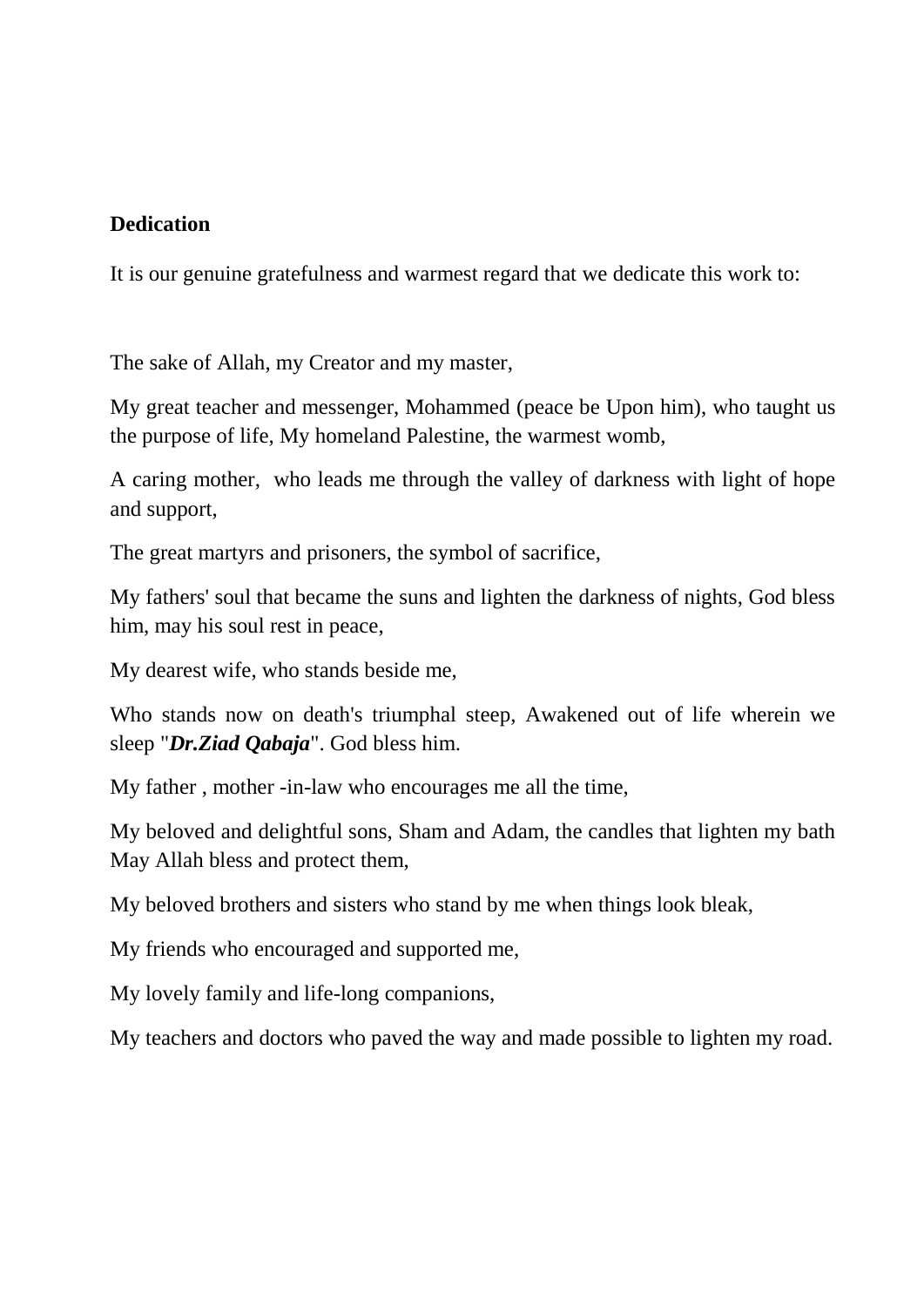**Dedication**

It is our genuine gratefulness and warmest regard that we dedicate this work to:

The sake of Allah, my Creator and my master,

My great teacher and messenger, Mohammed (peace be Upon him), who taught us the purpose of life, My homeland Palestine, the warmest womb,

A caring mother, who leads me through the valley of darkness with light of hope and support,

The great martyrs and prisoners, the symbol of sacrifice,

My fathers' soul that became the suns and lighten the darkness of nights, God bless him, may his soul rest in peace,

My dearest wife, who stands beside me,

Who stands now on death's triumphal steep, Awakened out of life wherein we sleep "***Dr.Ziad Qabaja***". God bless him.

My father , mother -in-law who encourages me all the time,

My beloved and delightful sons, Sham and Adam, the candles that lighten my bath May Allah bless and protect them,

My beloved brothers and sisters who stand by me when things look bleak,

My friends who encouraged and supported me,

My lovely family and life-long companions,

My teachers and doctors who paved the way and made possible to lighten my road.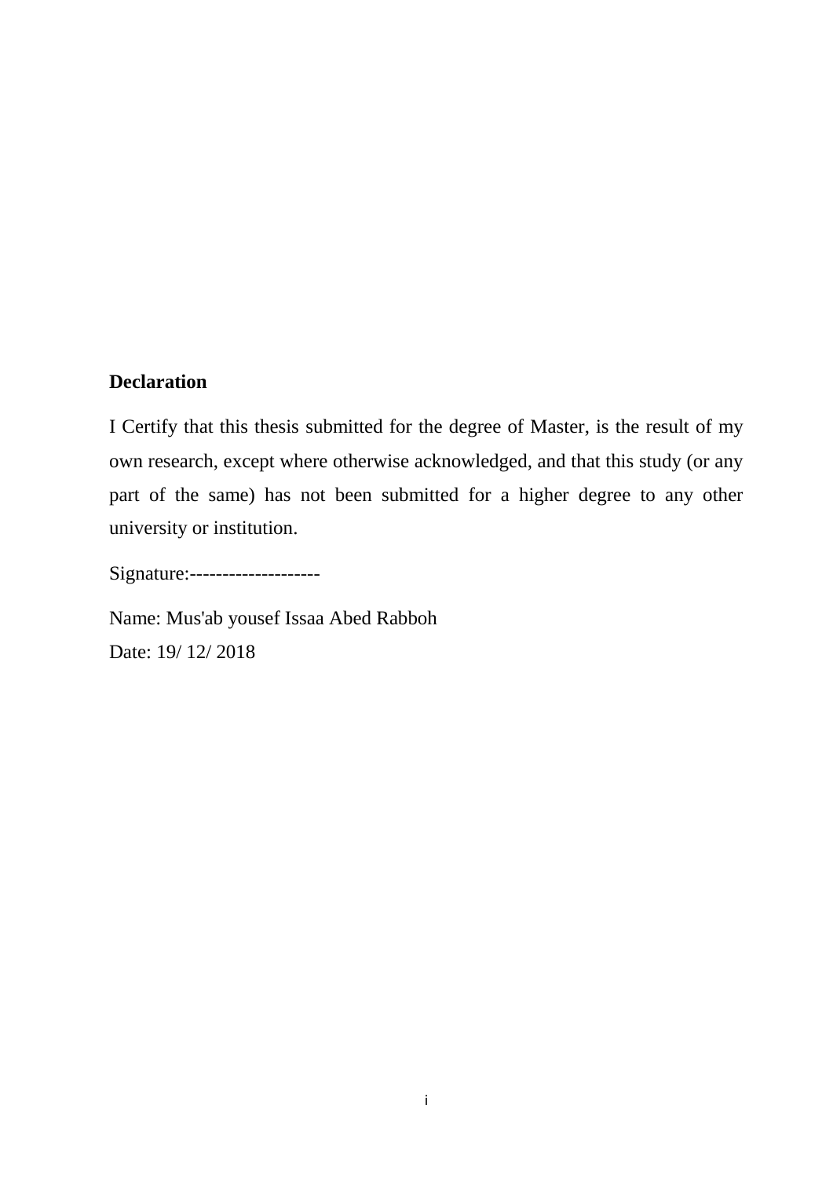**Declaration**

I Certify that this thesis submitted for the degree of Master, is the result of my own research, except where otherwise acknowledged, and that this study (or any part of the same) has not been submitted for a higher degree to any other university or institution.

Signature:--------------------

Name: Mus'ab yousef Issaa Abed Rabboh
Date: 19/ 12/ 2018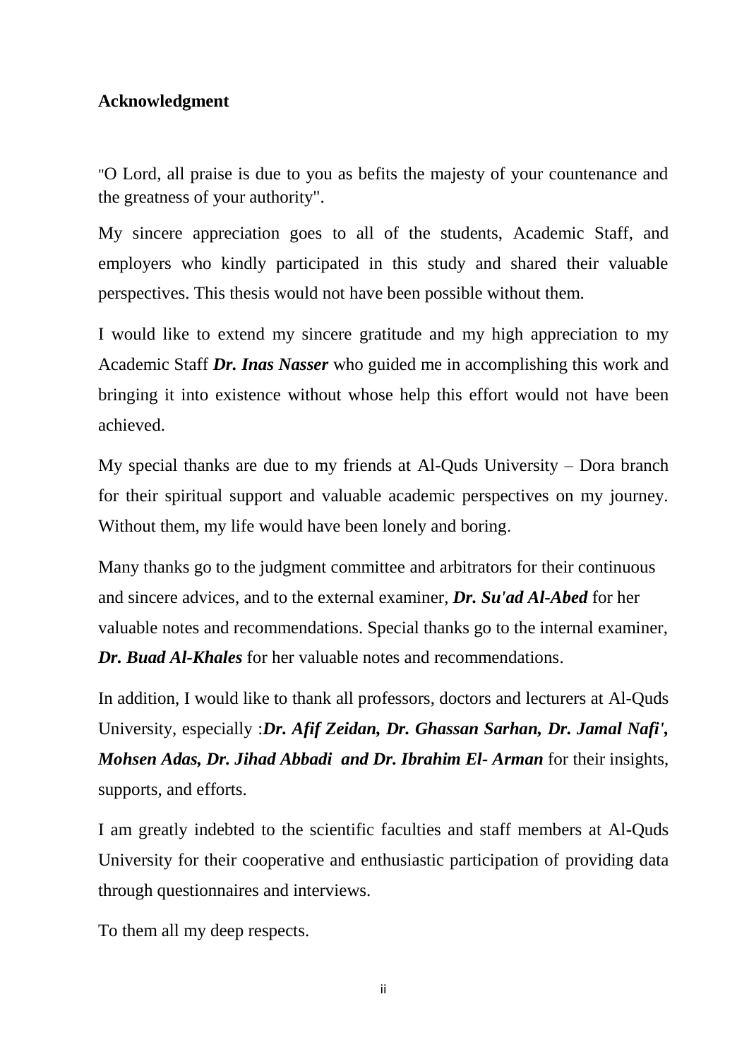## Acknowledgment

"O Lord, all praise is due to you as befits the majesty of your countenance and the greatness of your authority".

My sincere appreciation goes to all of the students, Academic Staff, and employers who kindly participated in this study and shared their valuable perspectives. This thesis would not have been possible without them.

I would like to extend my sincere gratitude and my high appreciation to my Academic Staff ***Dr. Inas Nasser*** who guided me in accomplishing this work and bringing it into existence without whose help this effort would not have been achieved.

My special thanks are due to my friends at Al-Quds University – Dora branch for their spiritual support and valuable academic perspectives on my journey. Without them, my life would have been lonely and boring.

Many thanks go to the judgment committee and arbitrators for their continuous and sincere advices, and to the external examiner, ***Dr. Su'ad Al-Abed*** for her valuable notes and recommendations. Special thanks go to the internal examiner, ***Dr. Buad Al-Khales*** for her valuable notes and recommendations.

In addition, I would like to thank all professors, doctors and lecturers at Al-Quds University, especially :***Dr. Afif Zeidan, Dr. Ghassan Sarhan, Dr. Jamal Nafi', Mohsen Adas, Dr. Jihad Abbadi and Dr. Ibrahim El- Arman*** for their insights, supports, and efforts.

I am greatly indebted to the scientific faculties and staff members at Al-Quds University for their cooperative and enthusiastic participation of providing data through questionnaires and interviews.

To them all my deep respects.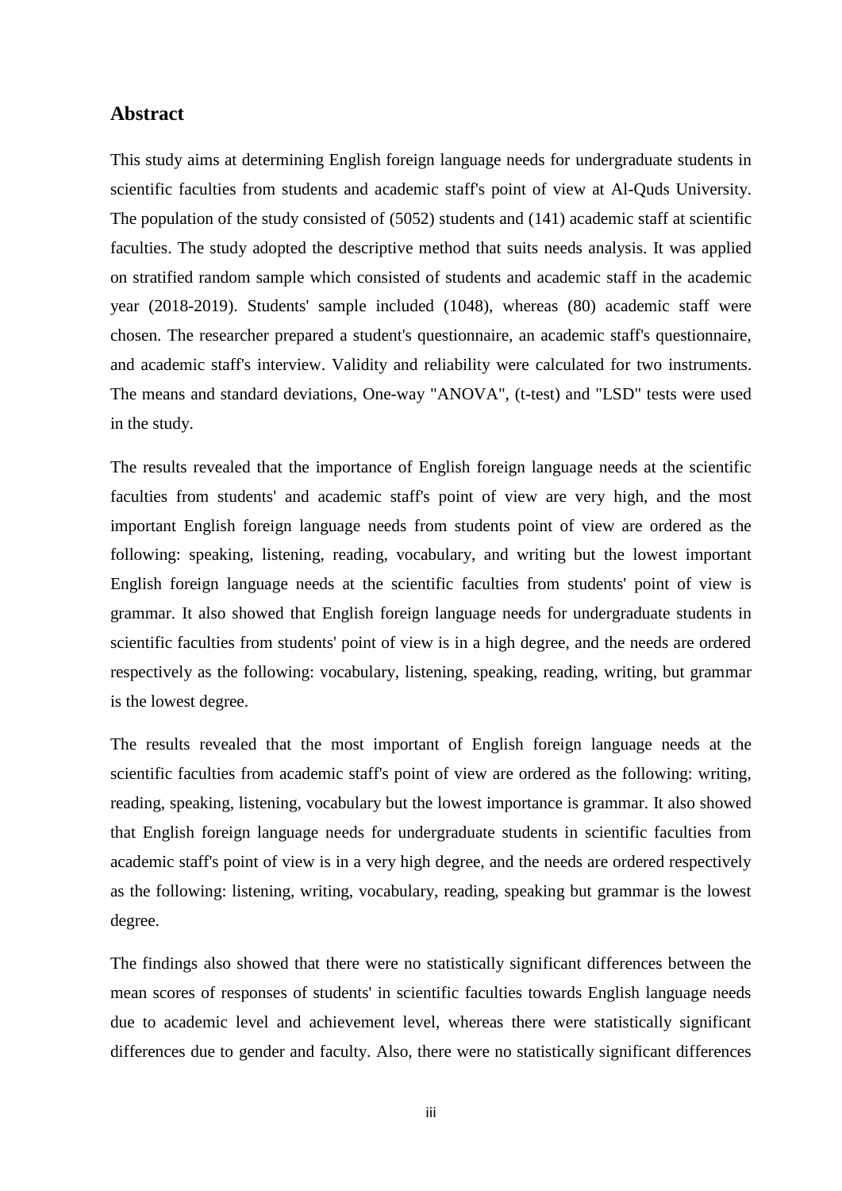## Abstract

This study aims at determining English foreign language needs for undergraduate students in scientific faculties from students and academic staff's point of view at Al-Quds University. The population of the study consisted of (5052) students and (141) academic staff at scientific faculties. The study adopted the descriptive method that suits needs analysis. It was applied on stratified random sample which consisted of students and academic staff in the academic year (2018-2019). Students' sample included (1048), whereas (80) academic staff were chosen. The researcher prepared a student's questionnaire, an academic staff's questionnaire, and academic staff's interview. Validity and reliability were calculated for two instruments. The means and standard deviations, One-way "ANOVA", (t-test) and "LSD" tests were used in the study.

The results revealed that the importance of English foreign language needs at the scientific faculties from students' and academic staff's point of view are very high, and the most important English foreign language needs from students point of view are ordered as the following: speaking, listening, reading, vocabulary, and writing but the lowest important English foreign language needs at the scientific faculties from students' point of view is grammar. It also showed that English foreign language needs for undergraduate students in scientific faculties from students' point of view is in a high degree, and the needs are ordered respectively as the following: vocabulary, listening, speaking, reading, writing, but grammar is the lowest degree.

The results revealed that the most important of English foreign language needs at the scientific faculties from academic staff's point of view are ordered as the following: writing, reading, speaking, listening, vocabulary but the lowest importance is grammar. It also showed that English foreign language needs for undergraduate students in scientific faculties from academic staff's point of view is in a very high degree, and the needs are ordered respectively as the following: listening, writing, vocabulary, reading, speaking but grammar is the lowest degree.

The findings also showed that there were no statistically significant differences between the mean scores of responses of students' in scientific faculties towards English language needs due to academic level and achievement level, whereas there were statistically significant differences due to gender and faculty. Also, there were no statistically significant differences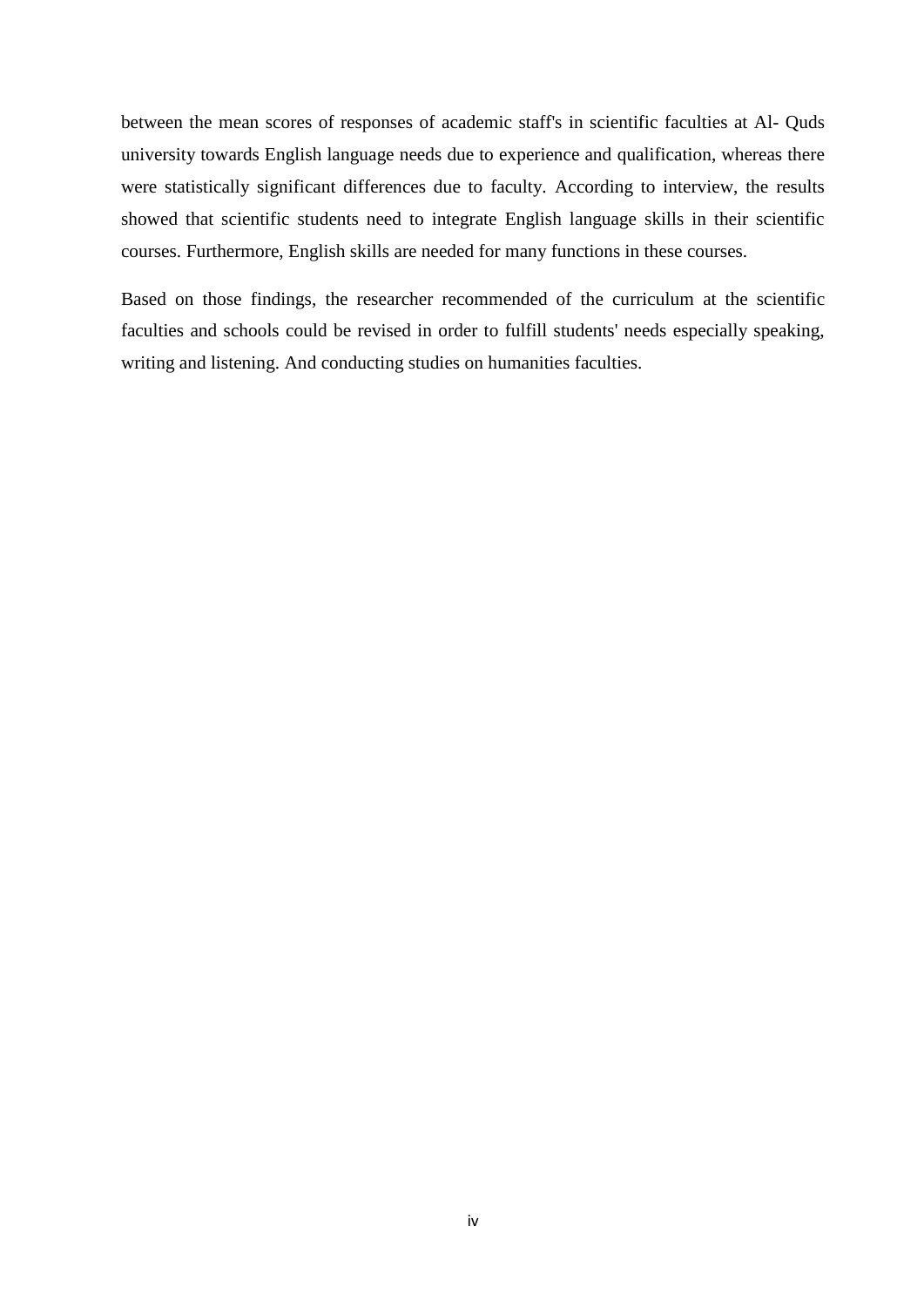between the mean scores of responses of academic staff's in scientific faculties at Al- Quds university towards English language needs due to experience and qualification, whereas there were statistically significant differences due to faculty. According to interview, the results showed that scientific students need to integrate English language skills in their scientific courses. Furthermore, English skills are needed for many functions in these courses.

Based on those findings, the researcher recommended of the curriculum at the scientific faculties and schools could be revised in order to fulfill students' needs especially speaking, writing and listening. And conducting studies on humanities faculties.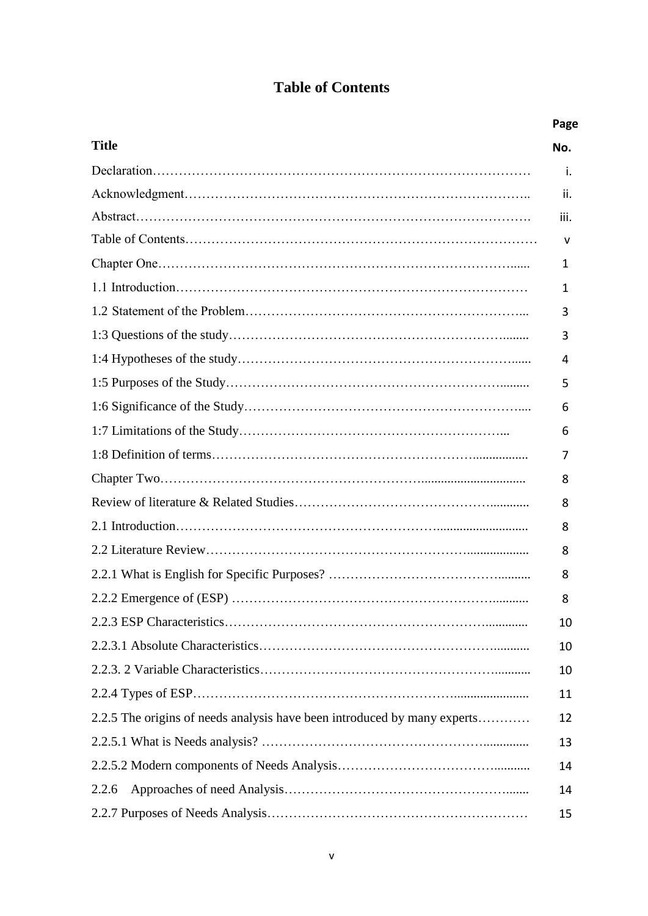# Table of Contents

| Title | Page No. |
|---|---|
| Declaration | i. |
| Acknowledgment | ii. |
| Abstract | iii. |
| Table of Contents | v |
| Chapter One | 1 |
| 1.1 Introduction | 1 |
| 1.2 Statement of the Problem | 3 |
| 1:3 Questions of the study | 3 |
| 1:4 Hypotheses of the study | 4 |
| 1:5 Purposes of the Study | 5 |
| 1:6 Significance of the Study | 6 |
| 1:7 Limitations of the Study | 6 |
| 1:8 Definition of terms | 7 |
| Chapter Two | 8 |
| Review of literature & Related Studies | 8 |
| 2.1 Introduction | 8 |
| 2.2 Literature Review | 8 |
| 2.2.1 What is English for Specific Purposes? | 8 |
| 2.2.2 Emergence of (ESP) | 8 |
| 2.2.3 ESP Characteristics | 10 |
| 2.2.3.1 Absolute Characteristics | 10 |
| 2.2.3. 2 Variable Characteristics | 10 |
| 2.2.4 Types of ESP | 11 |
| 2.2.5 The origins of needs analysis have been introduced by many experts | 12 |
| 2.2.5.1 What is Needs analysis? | 13 |
| 2.2.5.2 Modern components of Needs Analysis | 14 |
| 2.2.6 Approaches of need Analysis | 14 |
| 2.2.7 Purposes of Needs Analysis | 15 |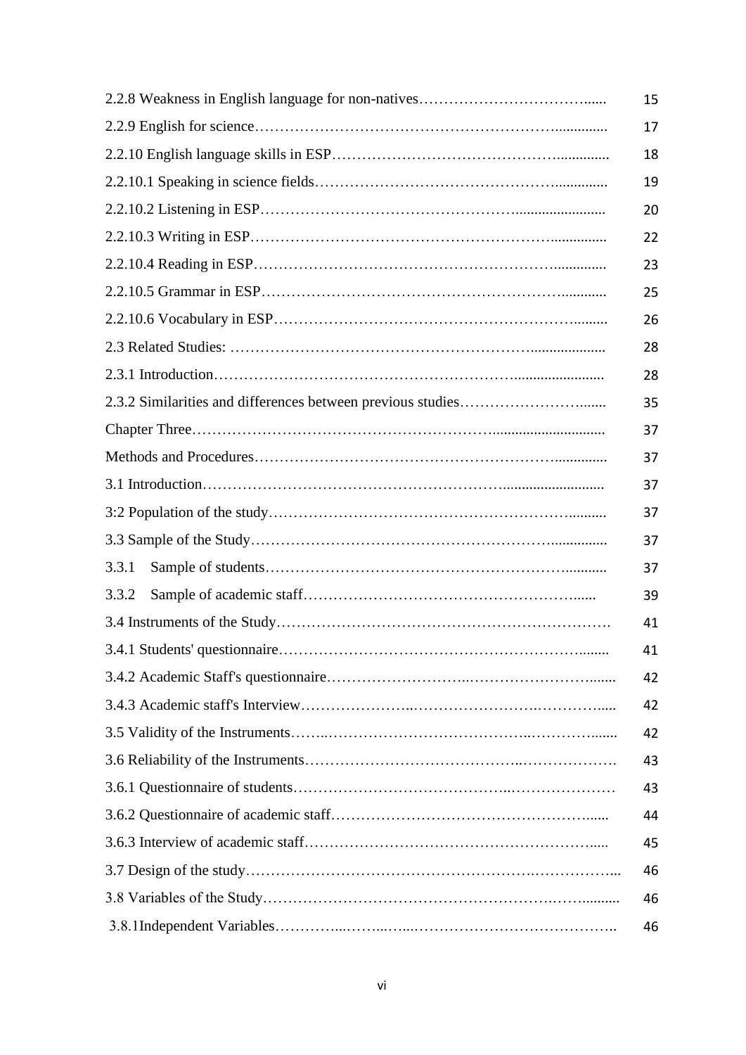| | |
|---|---|
| 2.2.8 Weakness in English language for non-natives………………………………...... | 15 |
| 2.2.9 English for science………………………………………………………............. | 17 |
| 2.2.10 English language skills in ESP……………………………………….............. | 18 |
| 2.2.10.1 Speaking in science fields…………………………………………............. | 19 |
| 2.2.10.2 Listening in ESP…………………………………………....................... | 20 |
| 2.2.10.3 Writing in ESP…………………………………………………….............. | 22 |
| 2.2.10.4 Reading in ESP……………………………………………………............. | 23 |
| 2.2.10.5 Grammar in ESP…………………………………………………….......... | 25 |
| 2.2.10.6 Vocabulary in ESP………………………………………………………........ | 26 |
| 2.3 Related Studies: ………………………………………………….................... | 28 |
| 2.3.1 Introduction………………………………………………………...................... | 28 |
| 2.3.2 Similarities and differences between previous studies……………………....... | 35 |
| Chapter Three………………………………………………….............................. | 37 |
| Methods and Procedures……………………………………………………............. | 37 |
| 3.1 Introduction…………………………………………………........................... | 37 |
| 3:2 Population of the study………………………………………………………......... | 37 |
| 3.3 Sample of the Study…………………………………………………….............. | 37 |
| 3.3.1 Sample of students………………………………………………………........... | 37 |
| 3.3.2 Sample of academic staff…………………………………………………...... | 39 |
| 3.4 Instruments of the Study…………………………………………………………. | 41 |
| 3.4.1 Students' questionnaire………………………………………………………........ | 41 |
| 3.4.2 Academic Staff's questionnaire……………………….……………………....... | 42 |
| 3.4.3 Academic staff's Interview…………………..…………………….………….... | 42 |
| 3.5 Validity of the Instruments……..………………………………..………….…... | 42 |
| 3.6 Reliability of the Instruments………………………………….………………. | 43 |
| 3.6.1 Questionnaire of students……………………………….………………… | 43 |
| 3.6.2 Questionnaire of academic staff……………………………………………...... | 44 |
| 3.6.3 Interview of academic staff…………………………………………………..... | 45 |
| 3.7 Design of the study…………………………………………….……………... | 46 |
| 3.8 Variables of the Study…………………………………………….……......... | 46 |
| 3.8.1Independent Variables…………...……...…..……………………………….. | 46 |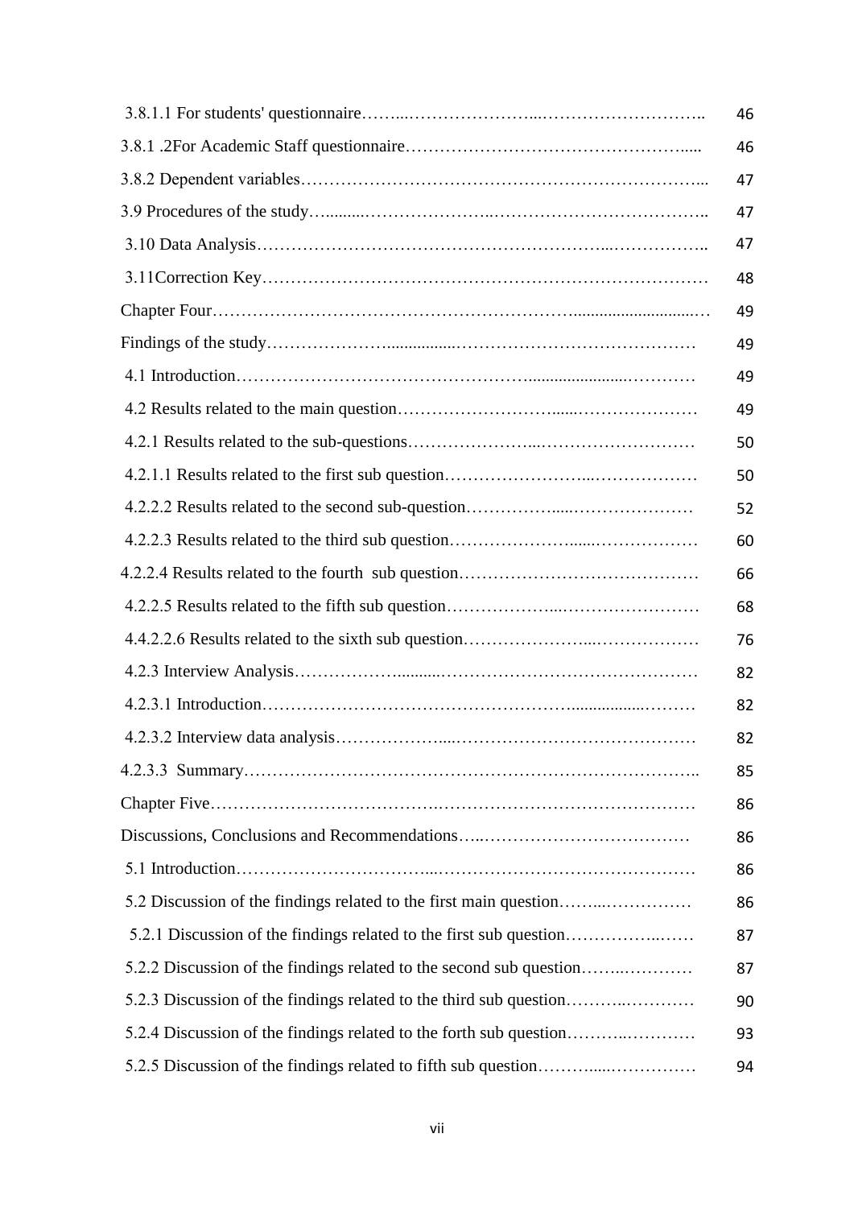| | |
|---|---|
| 3.8.1.1 For students' questionnaire | 46 |
| 3.8.1 .2For Academic Staff questionnaire | 46 |
| 3.8.2 Dependent variables | 47 |
| 3.9 Procedures of the study | 47 |
| 3.10 Data Analysis | 47 |
| 3.11Correction Key | 48 |
| Chapter Four | 49 |
| Findings of the study | 49 |
| 4.1 Introduction | 49 |
| 4.2 Results related to the main question | 49 |
| 4.2.1 Results related to the sub-questions | 50 |
| 4.2.1.1 Results related to the first sub question | 50 |
| 4.2.2.2 Results related to the second sub-question | 52 |
| 4.2.2.3 Results related to the third sub question | 60 |
| 4.2.2.4 Results related to the fourth sub question | 66 |
| 4.2.2.5 Results related to the fifth sub question | 68 |
| 4.4.2.2.6 Results related to the sixth sub question | 76 |
| 4.2.3 Interview Analysis | 82 |
| 4.2.3.1 Introduction | 82 |
| 4.2.3.2 Interview data analysis | 82 |
| 4.2.3.3 Summary | 85 |
| Chapter Five | 86 |
| Discussions, Conclusions and Recommendations | 86 |
| 5.1 Introduction | 86 |
| 5.2 Discussion of the findings related to the first main question | 86 |
| 5.2.1 Discussion of the findings related to the first sub question | 87 |
| 5.2.2 Discussion of the findings related to the second sub question | 87 |
| 5.2.3 Discussion of the findings related to the third sub question | 90 |
| 5.2.4 Discussion of the findings related to the forth sub question | 93 |
| 5.2.5 Discussion of the findings related to fifth sub question | 94 |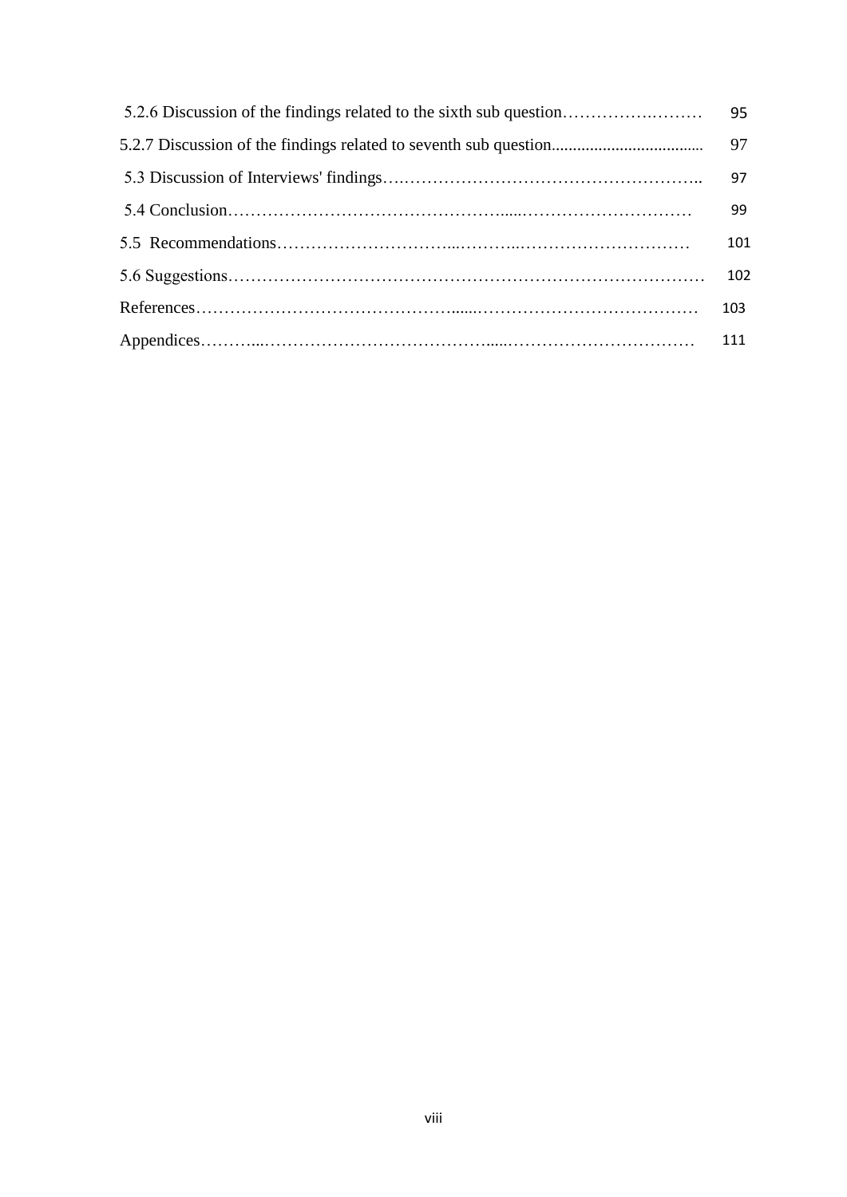5.2.6 Discussion of the findings related to the sixth sub question………………………95

5.2.7 Discussion of the findings related to seventh sub question...................................97

5.3 Discussion of Interviews' findings…..……………………………………………..97

5.4 Conclusion……………………………………......…………………………99

5.5 Recommendations…………………………...………..…………………………101

5.6 Suggestions………………………………………………………………………102

References……………………………………......…………………………………103

Appendices………...…………………………………......……………………………111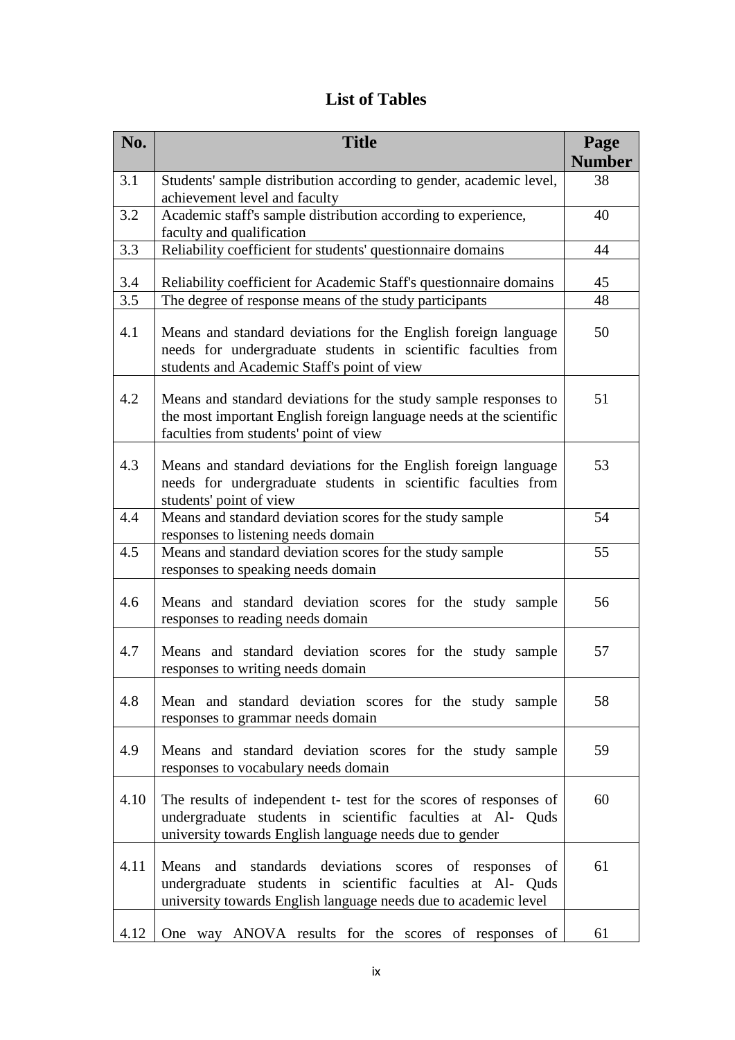# List of Tables

| No. | Title | Page Number |
|---|---|---|
| 3.1 | Students' sample distribution according to gender, academic level, achievement level and faculty | 38 |
| 3.2 | Academic staff's sample distribution according to experience, faculty and qualification | 40 |
| 3.3 | Reliability coefficient for students' questionnaire domains | 44 |
| 3.4 | Reliability coefficient for Academic Staff's questionnaire domains | 45 |
| 3.5 | The degree of response means of the study participants | 48 |
| 4.1 | Means and standard deviations for the English foreign language needs for undergraduate students in scientific faculties from students and Academic Staff's point of view | 50 |
| 4.2 | Means and standard deviations for the study sample responses to the most important English foreign language needs at the scientific faculties from students' point of view | 51 |
| 4.3 | Means and standard deviations for the English foreign language needs for undergraduate students in scientific faculties from students' point of view | 53 |
| 4.4 | Means and standard deviation scores for the study sample responses to listening needs domain | 54 |
| 4.5 | Means and standard deviation scores for the study sample responses to speaking needs domain | 55 |
| 4.6 | Means and standard deviation scores for the study sample responses to reading needs domain | 56 |
| 4.7 | Means and standard deviation scores for the study sample responses to writing needs domain | 57 |
| 4.8 | Mean and standard deviation scores for the study sample responses to grammar needs domain | 58 |
| 4.9 | Means and standard deviation scores for the study sample responses to vocabulary needs domain | 59 |
| 4.10 | The results of independent t- test for the scores of responses of undergraduate students in scientific faculties at Al- Quds university towards English language needs due to gender | 60 |
| 4.11 | Means and standards deviations scores of responses of undergraduate students in scientific faculties at Al- Quds university towards English language needs due to academic level | 61 |
| 4.12 | One way ANOVA results for the scores of responses of | 61 |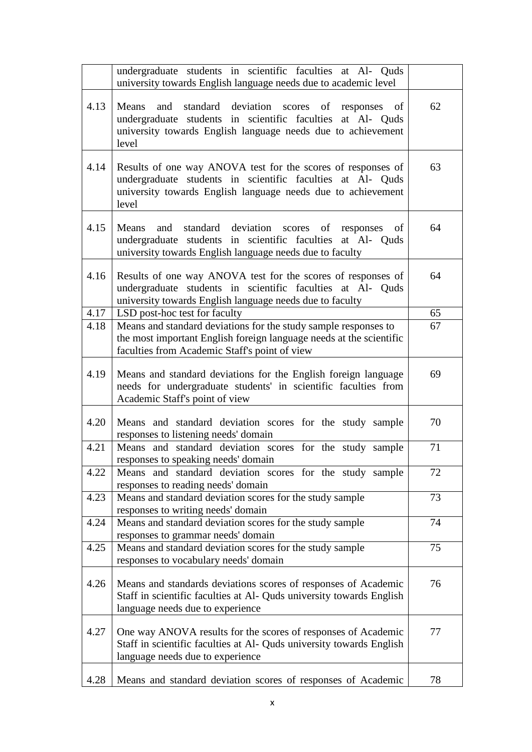|  |  |  |
|---|---|---|
|  | undergraduate students in scientific faculties at Al- Quds university towards English language needs due to academic level |  |
| 4.13 | Means and standard deviation scores of responses of undergraduate students in scientific faculties at Al- Quds university towards English language needs due to achievement level | 62 |
| 4.14 | Results of one way ANOVA test for the scores of responses of undergraduate students in scientific faculties at Al- Quds university towards English language needs due to achievement level | 63 |
| 4.15 | Means and standard deviation scores of responses of undergraduate students in scientific faculties at Al- Quds university towards English language needs due to faculty | 64 |
| 4.16 | Results of one way ANOVA test for the scores of responses of undergraduate students in scientific faculties at Al- Quds university towards English language needs due to faculty | 64 |
| 4.17 | LSD post-hoc test for faculty | 65 |
| 4.18 | Means and standard deviations for the study sample responses to the most important English foreign language needs at the scientific faculties from Academic Staff's point of view | 67 |
| 4.19 | Means and standard deviations for the English foreign language needs for undergraduate students' in scientific faculties from Academic Staff's point of view | 69 |
| 4.20 | Means and standard deviation scores for the study sample responses to listening needs' domain | 70 |
| 4.21 | Means and standard deviation scores for the study sample responses to speaking needs' domain | 71 |
| 4.22 | Means and standard deviation scores for the study sample responses to reading needs' domain | 72 |
| 4.23 | Means and standard deviation scores for the study sample responses to writing needs' domain | 73 |
| 4.24 | Means and standard deviation scores for the study sample responses to grammar needs' domain | 74 |
| 4.25 | Means and standard deviation scores for the study sample responses to vocabulary needs' domain | 75 |
| 4.26 | Means and standards deviations scores of responses of Academic Staff in scientific faculties at Al- Quds university towards English language needs due to experience | 76 |
| 4.27 | One way ANOVA results for the scores of responses of Academic Staff in scientific faculties at Al- Quds university towards English language needs due to experience | 77 |
| 4.28 | Means and standard deviation scores of responses of Academic | 78 |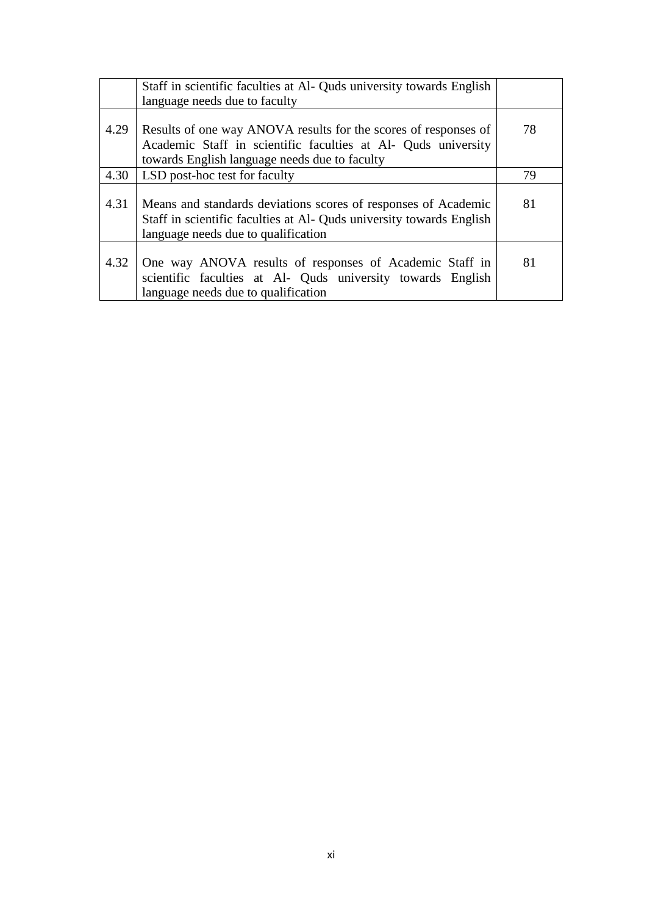| | | |
|---|---|---|
| | Staff in scientific faculties at Al- Quds university towards English language needs due to faculty | |
| 4.29 | Results of one way ANOVA results for the scores of responses of Academic Staff in scientific faculties at Al- Quds university towards English language needs due to faculty | 78 |
| 4.30 | LSD post-hoc test for faculty | 79 |
| 4.31 | Means and standards deviations scores of responses of Academic Staff in scientific faculties at Al- Quds university towards English language needs due to qualification | 81 |
| 4.32 | One way ANOVA results of responses of Academic Staff in scientific faculties at Al- Quds university towards English language needs due to qualification | 81 |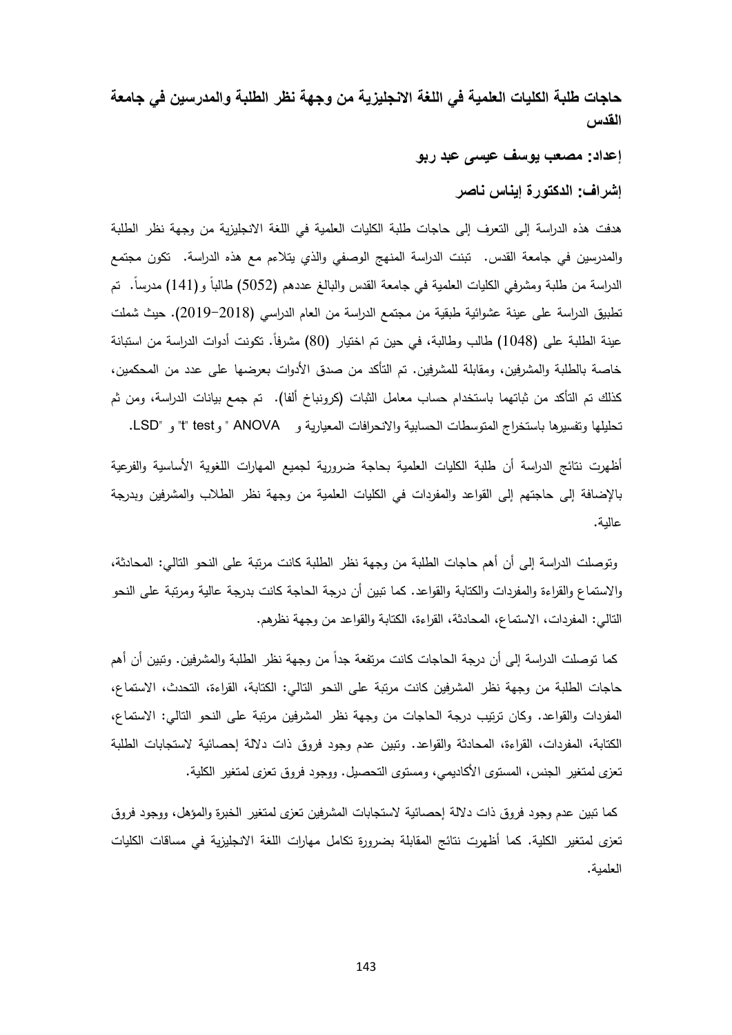## حاجات طلبة الكليات العلمية في اللغة الانجليزية من وجهة نظر الطلبة والمدرسين في جامعة القدس

**إعداد: مصعب يوسف عيسى عبد ربو**

**إشراف: الدكتورة إيناس ناصر**

هدفت هذه الدراسة إلى التعرف إلى حاجات طلبة الكليات العلمية في اللغة الانجليزية من وجهة نظر الطلبة والمدرسين في جامعة القدس. تبنت الدراسة المنهج الوصفي والذي يتلاءم مع هذه الدراسة. تكون مجتمع الدراسة من طلبة ومشرفي الكليات العلمية في جامعة القدس والبالغ عددهم (5052) طالباً و(141) مدرساً. تم تطبيق الدراسة على عينة عشوائية طبقية من مجتمع الدراسة من العام الدراسي (2018-2019). حيث شملت عينة الطلبة على (1048) طالب وطالبة، في حين تم اختيار (80) مشرفاً. تكونت أدوات الدراسة من استبانة خاصة بالطلبة والمشرفين، ومقابلة للمشرفين. تم التأكد من صدق الأدوات بعرضها على عدد من المحكمين، كذلك تم التأكد من ثباتهما باستخدام حساب معامل الثبات (كرونباخ ألفا). تم جمع بيانات الدراسة، ومن ثم تحليلها وتفسيرها باستخراج المتوسطات الحسابية والانحرافات المعيارية و ANOVA " و"t" test و "LSD".

أظهرت نتائج الدراسة أن طلبة الكليات العلمية بحاجة ضرورية لجميع المهارات اللغوية الأساسية والفرعية بالإضافة إلى حاجتهم إلى القواعد والمفردات في الكليات العلمية من وجهة نظر الطلاب والمشرفين وبدرجة عالية.

وتوصلت الدراسة إلى أن أهم حاجات الطلبة من وجهة نظر الطلبة كانت مرتبة على النحو التالي: المحادثة، والاستماع والقراءة والمفردات والكتابة والقواعد. كما تبين أن درجة الحاجة كانت بدرجة عالية ومرتبة على النحو التالي: المفردات، الاستماع، المحادثة، القراءة، الكتابة والقواعد من وجهة نظرهم.

كما توصلت الدراسة إلى أن درجة الحاجات كانت مرتفعة جداً من وجهة نظر الطلبة والمشرفين. وتبين أن أهم حاجات الطلبة من وجهة نظر المشرفين كانت مرتبة على النحو التالي: الكتابة، القراءة، التحدث، الاستماع، المفردات والقواعد. وكان ترتيب درجة الحاجات من وجهة نظر المشرفين مرتبة على النحو التالي: الاستماع، الكتابة، المفردات، القراءة، المحادثة والقواعد. وتبين عدم وجود فروق ذات دلالة إحصائية لاستجابات الطلبة تعزى لمتغير الجنس، المستوى الأكاديمي، ومستوى التحصيل. ووجود فروق تعزى لمتغير الكلية.

كما تبين عدم وجود فروق ذات دلالة إحصائية لاستجابات المشرفين تعزى لمتغير الخبرة والمؤهل، ووجود فروق تعزى لمتغير الكلية. كما أظهرت نتائج المقابلة بضرورة تكامل مهارات اللغة الانجليزية في مساقات الكليات العلمية.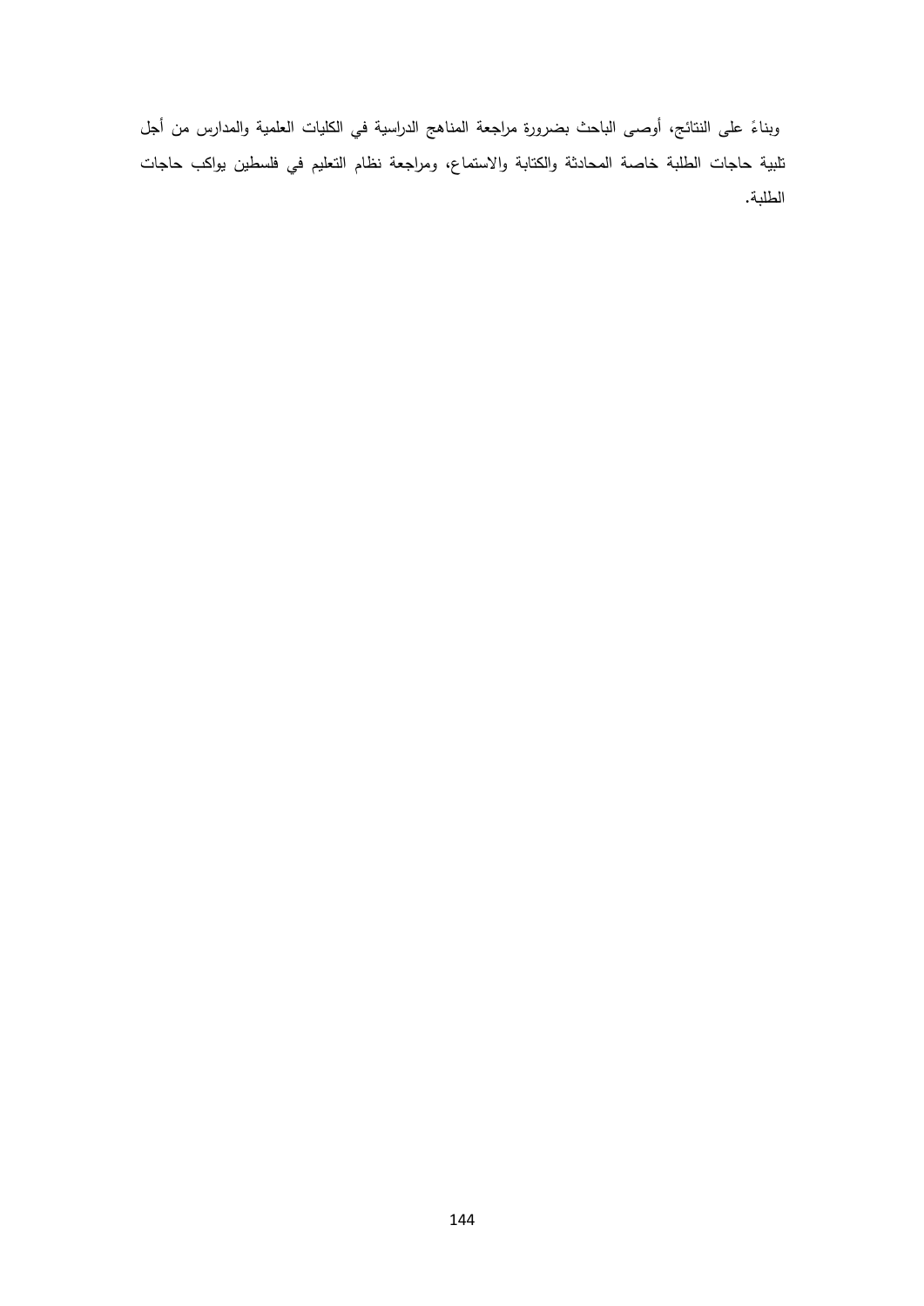وبناءً على النتائج، أوصى الباحث بضرورة مراجعة المناهج الدراسية في الكليات العلمية والمدارس من أجل تلبية حاجات الطلبة خاصة المحادثة والكتابة والاستماع، ومراجعة نظام التعليم في فلسطين يواكب حاجات الطلبة.